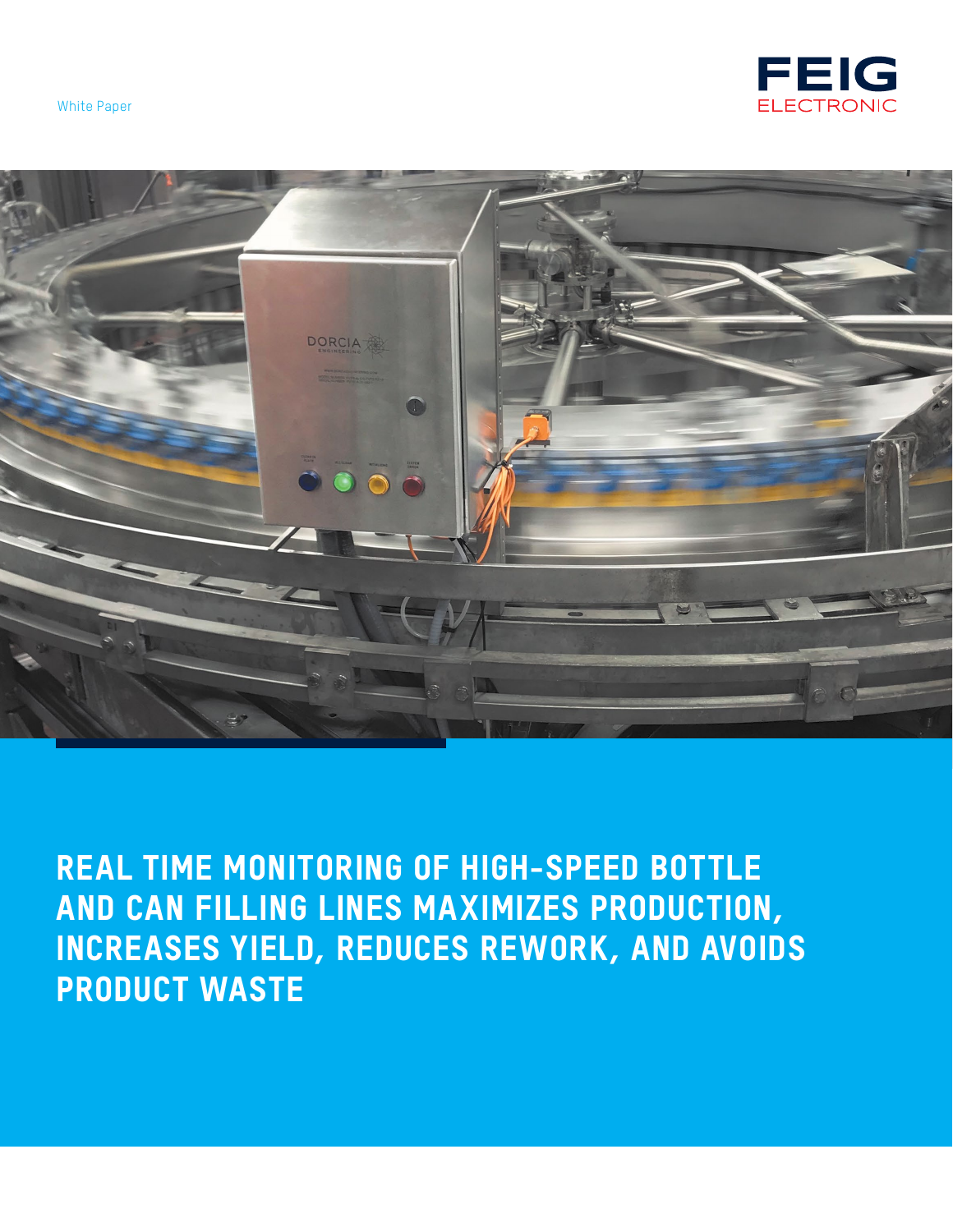White Paper

FEIG ELECTRONIC

# REAL TIME MONITORING OF HIGH-SPEED BOTTLE AND CAN FILLING LINES MAXIMIZES PRODUCTION, INCREASES YIELD, REDUCES REWORK, AND AVOIDS PRODUCT WASTE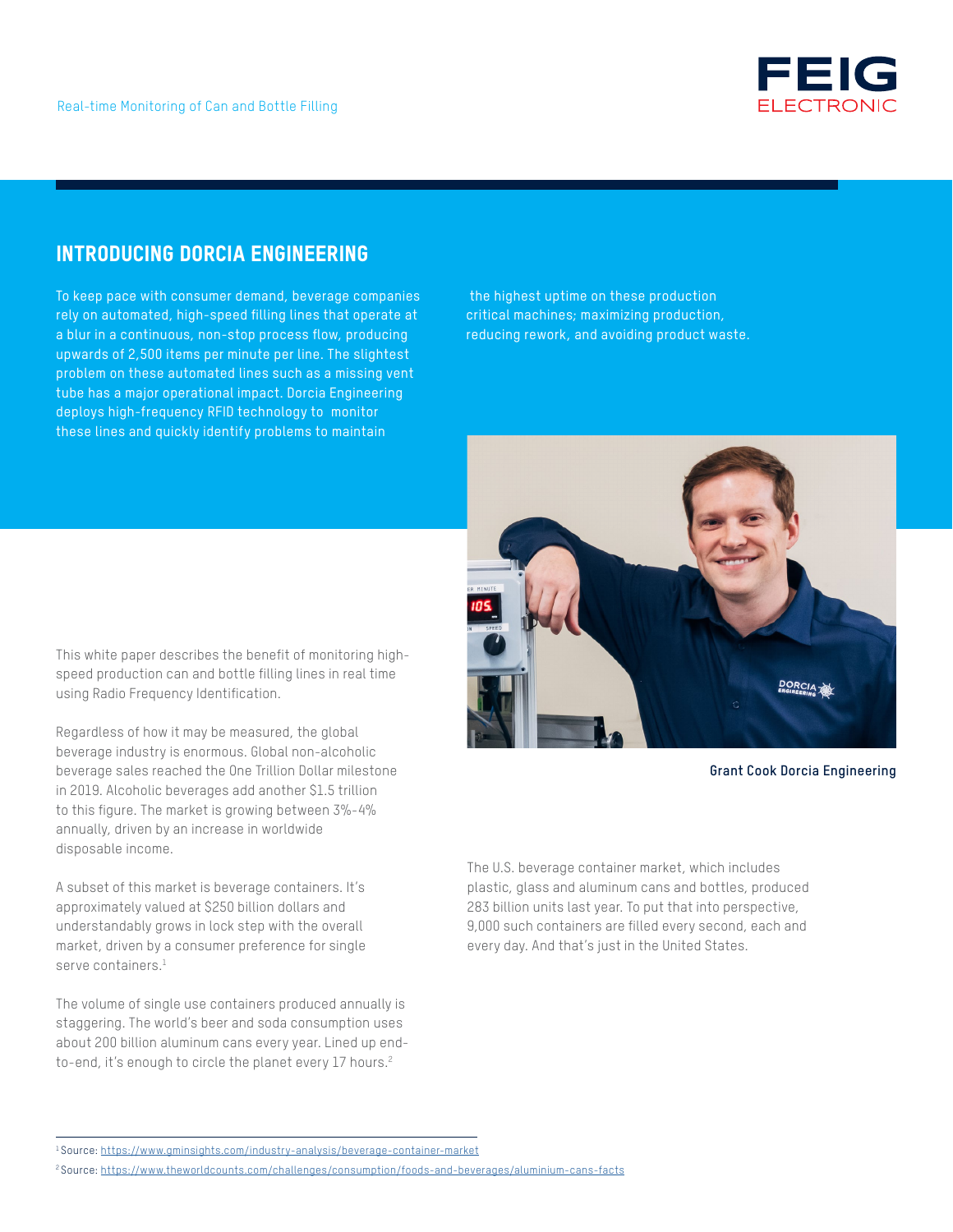## INTRODUCING DORCIA ENGINEERING

To keep pace with consumer demand, beverage companies rely on automated, high-speed filling lines that operate at a blur in a continuous, non-stop process flow, producing upwards of 2,500 items per minute per line. The slightest problem on these automated lines such as a missing vent tube has a major operational impact. Dorcia Engineering deploys high-frequency RFID technology to monitor these lines and quickly identify problems to maintain the highest uptime on these production critical machines; maximizing production, reducing rework, and avoiding product waste.

Grant Cook Dorcia Engineering

This white paper describes the benefit of monitoring high-speed production can and bottle filling lines in real time using Radio Frequency Identification.

Regardless of how it may be measured, the global beverage industry is enormous. Global non-alcoholic beverage sales reached the One Trillion Dollar milestone in 2019. Alcoholic beverages add another $1.5 trillion to this figure. The market is growing between 3%-4% annually, driven by an increase in worldwide disposable income.

A subset of this market is beverage containers. It's approximately valued at $250 billion dollars and understandably grows in lock step with the overall market, driven by a consumer preference for single serve containers.[1]

The volume of single use containers produced annually is staggering. The world's beer and soda consumption uses about 200 billion aluminum cans every year. Lined up end-to-end, it's enough to circle the planet every 17 hours.[2]

The U.S. beverage container market, which includes plastic, glass and aluminum cans and bottles, produced 283 billion units last year. To put that into perspective, 9,000 such containers are filled every second, each and every day. And that's just in the United States.

---

[1] Source: https://www.gminsights.com/industry-analysis/beverage-container-market

[2] Source: https://www.theworldcounts.com/challenges/consumption/foods-and-beverages/aluminium-cans-facts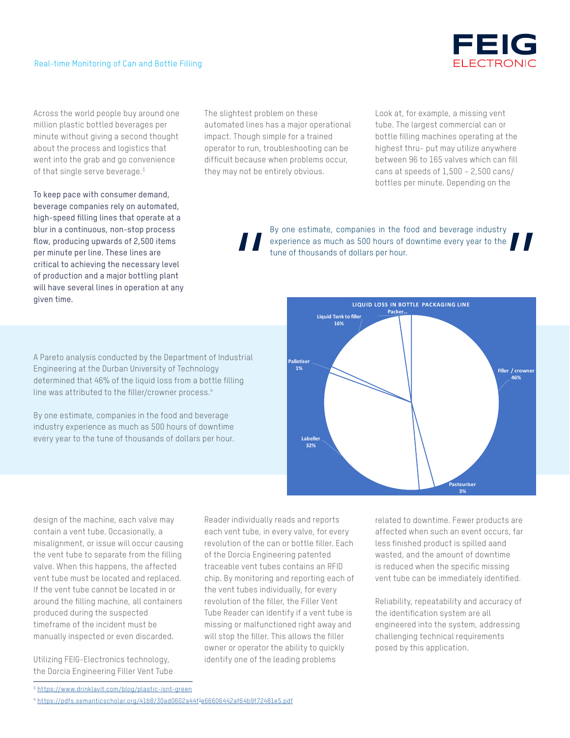Across the world people buy around one million plastic bottled beverages per minute without giving a second thought about the process and logistics that went into the grab and go convenience of that single serve beverage.[3]

To keep pace with consumer demand, beverage companies rely on automated, high-speed filling lines that operate at a blur in a continuous, non-stop process flow, producing upwards of 2,500 items per minute per line. These lines are critical to achieving the necessary level of production and a major bottling plant will have several lines in operation at any given time.

The slightest problem on these automated lines has a major operational impact. Though simple for a trained operator to run, troubleshooting can be difficult because when problems occur, they may not be entirely obvious.

Look at, for example, a missing vent tube. The largest commercial can or bottle filling machines operating at the highest thru- put may utilize anywhere between 96 to 165 valves which can fill cans at speeds of 1,500 – 2,500 cans/ bottles per minute. Depending on the design of the machine, each valve may contain a vent tube. Occasionally, a misalignment, or issue will occur causing the vent tube to separate from the filling valve. When this happens, the affected vent tube must be located and replaced. If the vent tube cannot be located in or around the filling machine, all containers produced during the suspected timeframe of the incident must be manually inspected or even discarded.

> "By one estimate, companies in the food and beverage industry experience as much as 500 hours of downtime every year to the tune of thousands of dollars per hour."

A Pareto analysis conducted by the Department of Industrial Engineering at the Durban University of Technology determined that 46% of the liquid loss from a bottle filling line was attributed to the filler/crowner process.[4]

By one estimate, companies in the food and beverage industry experience as much as 500 hours of downtime every year to the tune of thousands of dollars per hour.

**LIQUID LOSS IN BOTTLE PACKAGING LINE**

| Process | Share |
|---|---|
| Filler / crowner | 46% |
| Labeller | 32% |
| Liquid Tank to filler | 16% |
| Pasteuriser | 3% |
| Palletiser | 1% |
| Packer... | |

Utilizing FEIG-Electronics technology, the Dorcia Engineering Filler Vent Tube Reader individually reads and reports each vent tube, in every valve, for every revolution of the can or bottle filler. Each of the Dorcia Engineering patented traceable vent tubes contains an RFID chip. By monitoring and reporting each of the vent tubes individually, for every revolution of the filler, the Filler Vent Tube Reader can identify if a vent tube is missing or malfunctioned right away and will stop the filler. This allows the filler owner or operator the ability to quickly identify one of the leading problems related to downtime. Fewer products are affected when such an event occurs, far less finished product is spilled aand wasted, and the amount of downtime is reduced when the specific missing vent tube can be immediately identified.

Reliability, repeatability and accuracy of the identification system are all engineered into the system, addressing challenging technical requirements posed by this application.

---

[3] https://www.drinklavit.com/blog/plastic-isnt-green

[4] https://pdfs.semanticscholar.org/41b8/30ad0602a44f1e66606442af64b9f72481e5.pdf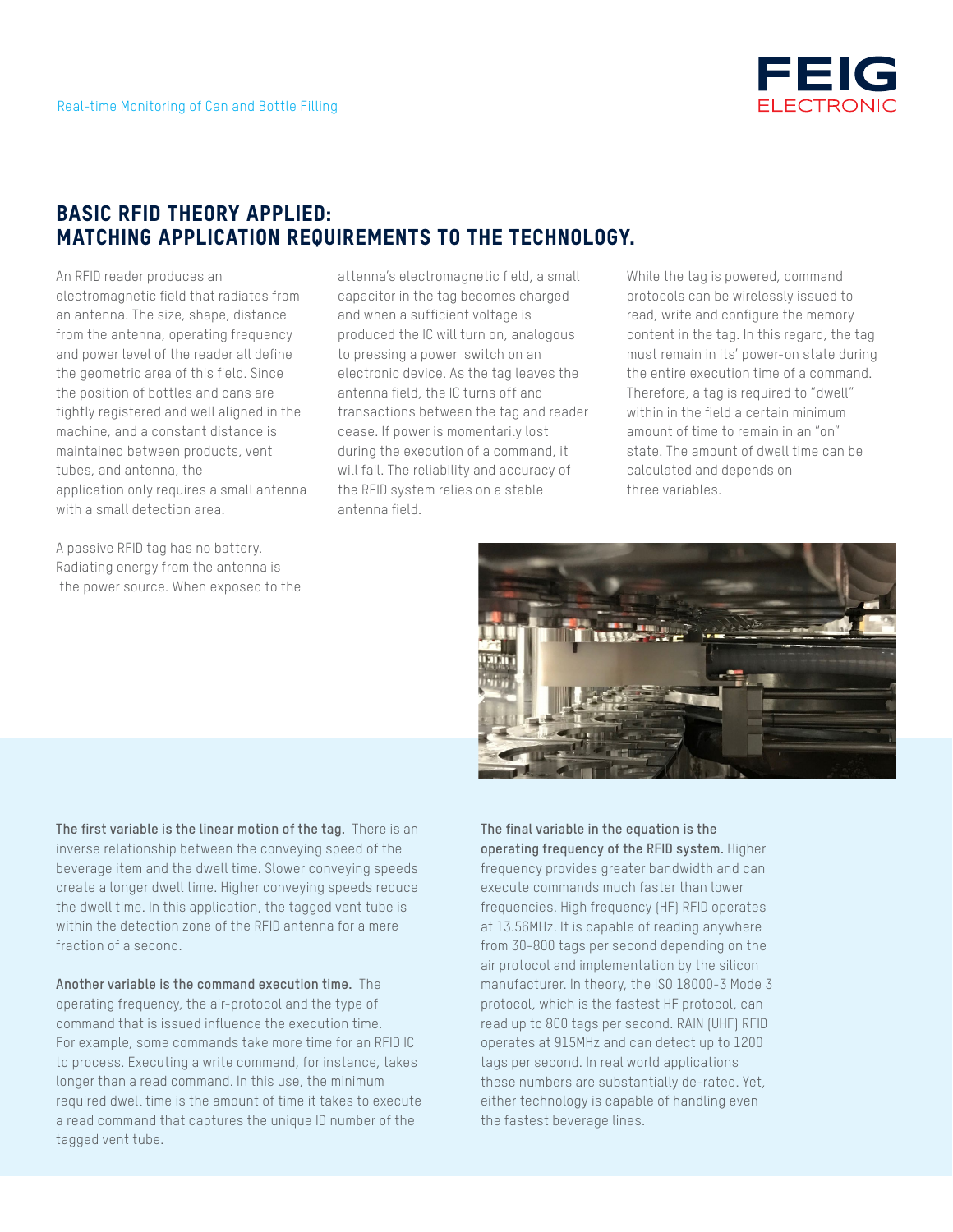## BASIC RFID THEORY APPLIED: MATCHING APPLICATION REQUIREMENTS TO THE TECHNOLOGY.

An RFID reader produces an electromagnetic field that radiates from an antenna. The size, shape, distance from the antenna, operating frequency and power level of the reader all define the geometric area of this field. Since the position of bottles and cans are tightly registered and well aligned in the machine, and a constant distance is maintained between products, vent tubes, and antenna, the application only requires a small antenna with a small detection area.

A passive RFID tag has no battery. Radiating energy from the antenna is the power source. When exposed to the antenna's electromagnetic field, a small capacitor in the tag becomes charged and when a sufficient voltage is produced the IC will turn on, analogous to pressing a power switch on an electronic device. As the tag leaves the antenna field, the IC turns off and transactions between the tag and reader cease. If power is momentarily lost during the execution of a command, it will fail. The reliability and accuracy of the RFID system relies on a stable antenna field.

While the tag is powered, command protocols can be wirelessly issued to read, write and configure the memory content in the tag. In this regard, the tag must remain in its' power-on state during the entire execution time of a command. Therefore, a tag is required to "dwell" within in the field a certain minimum amount of time to remain in an "on" state. The amount of dwell time can be calculated and depends on three variables.

**The first variable is the linear motion of the tag.** There is an inverse relationship between the conveying speed of the beverage item and the dwell time. Slower conveying speeds create a longer dwell time. Higher conveying speeds reduce the dwell time. In this application, the tagged vent tube is within the detection zone of the RFID antenna for a mere fraction of a second.

**Another variable is the command execution time.** The operating frequency, the air-protocol and the type of command that is issued influence the execution time. For example, some commands take more time for an RFID IC to process. Executing a write command, for instance, takes longer than a read command. In this use, the minimum required dwell time is the amount of time it takes to execute a read command that captures the unique ID number of the tagged vent tube.

**The final variable in the equation is the operating frequency of the RFID system.** Higher frequency provides greater bandwidth and can execute commands much faster than lower frequencies. High frequency (HF) RFID operates at 13.56MHz. It is capable of reading anywhere from 30-800 tags per second depending on the air protocol and implementation by the silicon manufacturer. In theory, the ISO 18000-3 Mode 3 protocol, which is the fastest HF protocol, can read up to 800 tags per second. RAIN (UHF) RFID operates at 915MHz and can detect up to 1200 tags per second. In real world applications these numbers are substantially de-rated. Yet, either technology is capable of handling even the fastest beverage lines.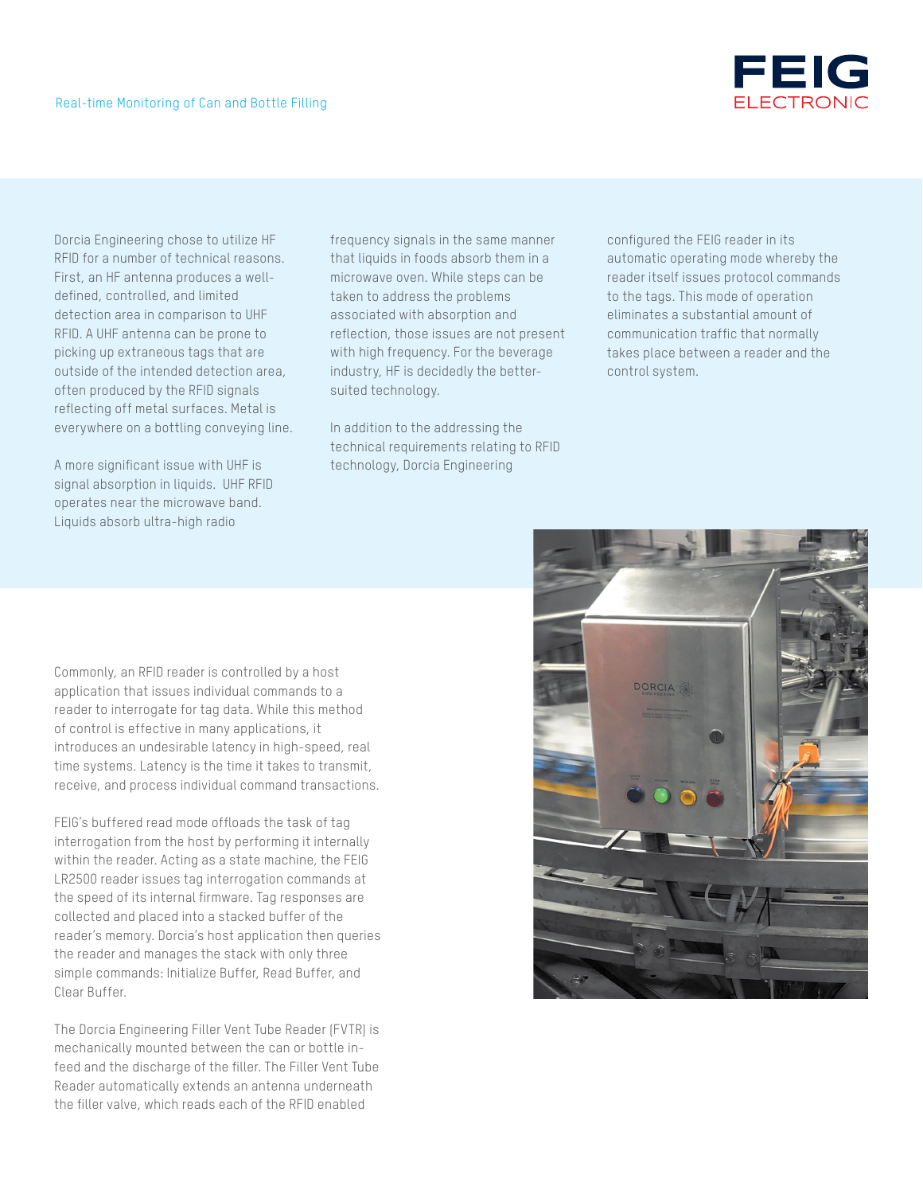Dorcia Engineering chose to utilize HF RFID for a number of technical reasons. First, an HF antenna produces a well-defined, controlled, and limited detection area in comparison to UHF RFID. A UHF antenna can be prone to picking up extraneous tags that are outside of the intended detection area, often produced by the RFID signals reflecting off metal surfaces. Metal is everywhere on a bottling conveying line.

A more significant issue with UHF is signal absorption in liquids. UHF RFID operates near the microwave band. Liquids absorb ultra-high radio frequency signals in the same manner that liquids in foods absorb them in a microwave oven. While steps can be taken to address the problems associated with absorption and reflection, those issues are not present with high frequency. For the beverage industry, HF is decidedly the better-suited technology.

In addition to the addressing the technical requirements relating to RFID technology, Dorcia Engineering configured the FEIG reader in its automatic operating mode whereby the reader itself issues protocol commands to the tags. This mode of operation eliminates a substantial amount of communication traffic that normally takes place between a reader and the control system.

Commonly, an RFID reader is controlled by a host application that issues individual commands to a reader to interrogate for tag data. While this method of control is effective in many applications, it introduces an undesirable latency in high-speed, real time systems. Latency is the time it takes to transmit, receive, and process individual command transactions.

FEIG's buffered read mode offloads the task of tag interrogation from the host by performing it internally within the reader. Acting as a state machine, the FEIG LR2500 reader issues tag interrogation commands at the speed of its internal firmware. Tag responses are collected and placed into a stacked buffer of the reader's memory. Dorcia's host application then queries the reader and manages the stack with only three simple commands: Initialize Buffer, Read Buffer, and Clear Buffer.

The Dorcia Engineering Filler Vent Tube Reader (FVTR) is mechanically mounted between the can or bottle in-feed and the discharge of the filler. The Filler Vent Tube Reader automatically extends an antenna underneath the filler valve, which reads each of the RFID enabled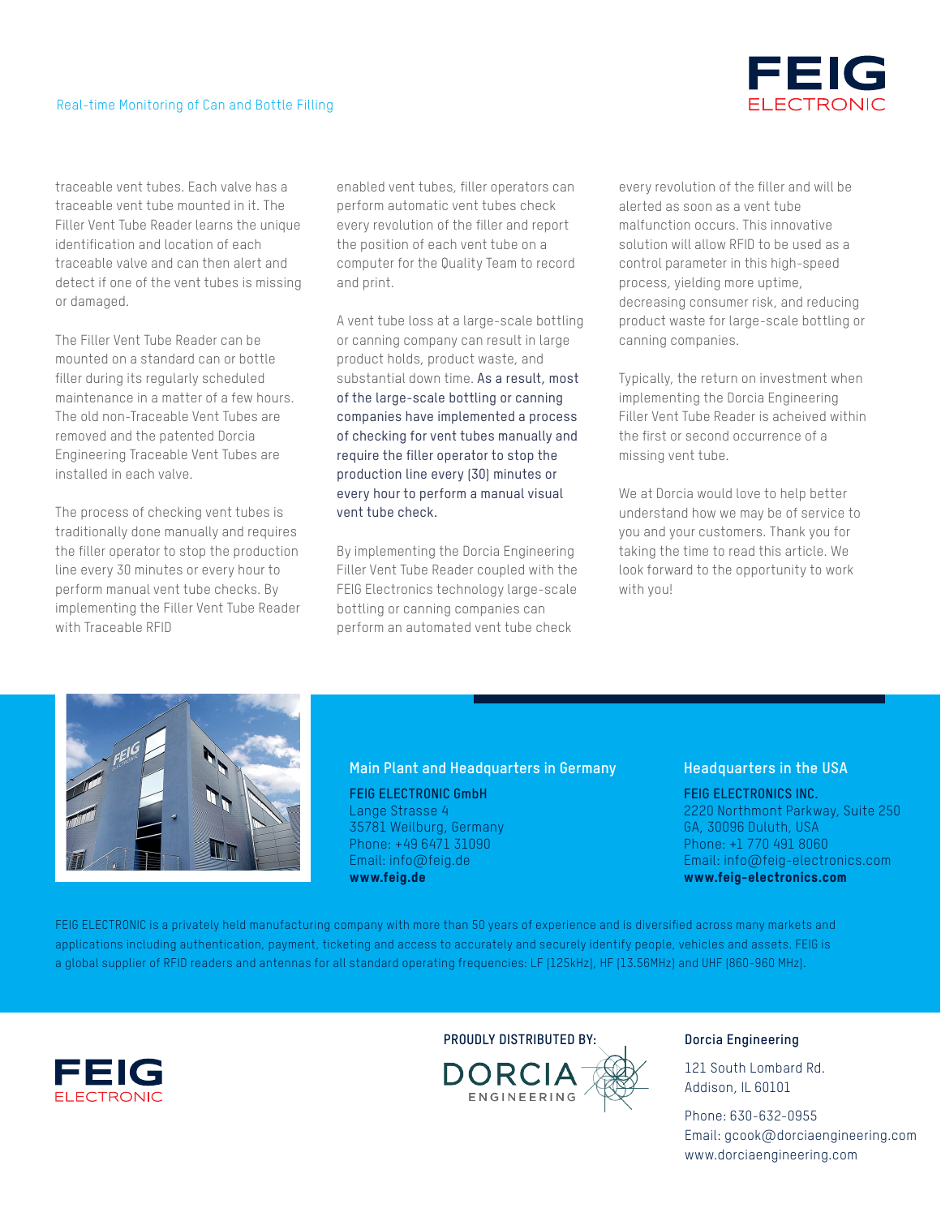traceable vent tubes. Each valve has a traceable vent tube mounted in it. The Filler Vent Tube Reader learns the unique identification and location of each traceable valve and can then alert and detect if one of the vent tubes is missing or damaged.

The Filler Vent Tube Reader can be mounted on a standard can or bottle filler during its regularly scheduled maintenance in a matter of a few hours. The old non-Traceable Vent Tubes are removed and the patented Dorcia Engineering Traceable Vent Tubes are installed in each valve.

The process of checking vent tubes is traditionally done manually and requires the filler operator to stop the production line every 30 minutes or every hour to perform manual vent tube checks. By implementing the Filler Vent Tube Reader with Traceable RFID enabled vent tubes, filler operators can perform automatic vent tubes check every revolution of the filler and report the position of each vent tube on a computer for the Quality Team to record and print.

A vent tube loss at a large-scale bottling or canning company can result in large product holds, product waste, and substantial down time. As a result, most of the large-scale bottling or canning companies have implemented a process of checking for vent tubes manually and require the filler operator to stop the production line every (30) minutes or every hour to perform a manual visual vent tube check.

By implementing the Dorcia Engineering Filler Vent Tube Reader coupled with the FEIG Electronics technology large-scale bottling or canning companies can perform an automated vent tube check every revolution of the filler and will be alerted as soon as a vent tube malfunction occurs. This innovative solution will allow RFID to be used as a control parameter in this high-speed process, yielding more uptime, decreasing consumer risk, and reducing product waste for large-scale bottling or canning companies.

Typically, the return on investment when implementing the Dorcia Engineering Filler Vent Tube Reader is acheived within the first or second occurrence of a missing vent tube.

We at Dorcia would love to help better understand how we may be of service to you and your customers. Thank you for taking the time to read this article. We look forward to the opportunity to work with you!

### Main Plant and Headquarters in Germany

**FEIG ELECTRONIC GmbH**
Lange Strasse 4
35781 Weilburg, Germany
Phone: +49 6471 31090
Email: info@feig.de
**www.feig.de**

### Headquarters in the USA

**FEIG ELECTRONICS INC.**
2220 Northmont Parkway, Suite 250
GA, 30096 Duluth, USA
Phone: +1 770 491 8060
Email: info@feig-electronics.com
**www.feig-electronics.com**

FEIG ELECTRONIC is a privately held manufacturing company with more than 50 years of experience and is diversified across many markets and applications including authentication, payment, ticketing and access to accurately and securely identify people, vehicles and assets. FEIG is a global supplier of RFID readers and antennas for all standard operating frequencies: LF (125kHz), HF (13.56MHz) and UHF (860-960 MHz).

**PROUDLY DISTRIBUTED BY:**

**Dorcia Engineering**

121 South Lombard Rd.
Addison, IL 60101

Phone: 630-632-0955
Email: gcook@dorciaengineering.com
www.dorciaengineering.com